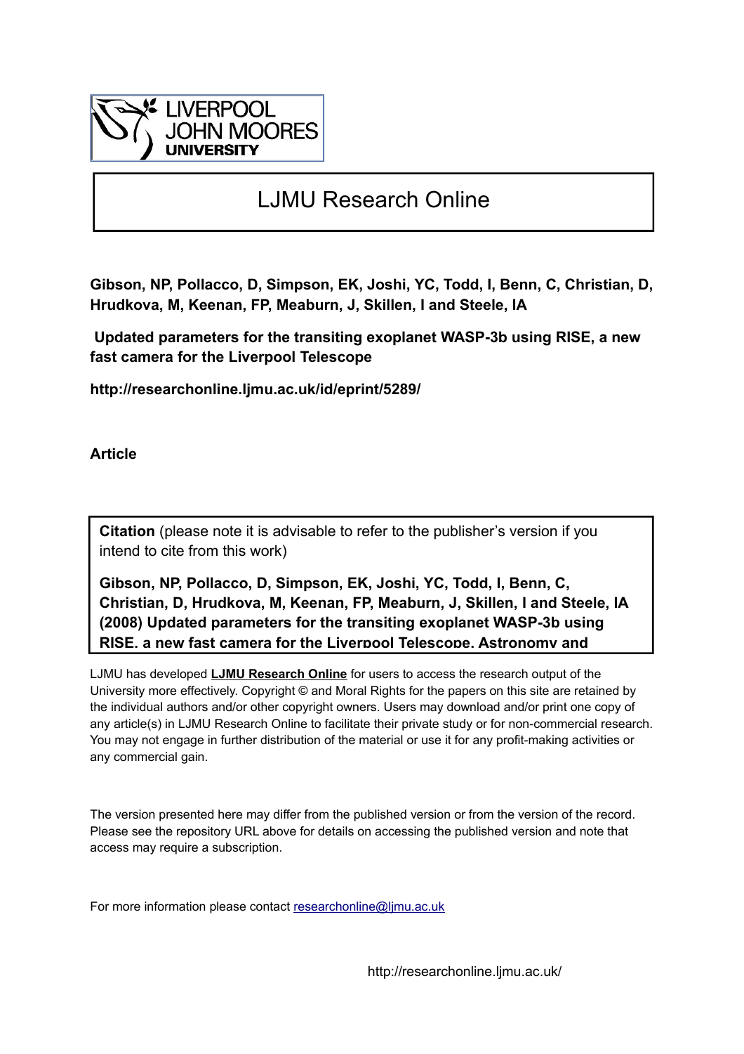LIVERPOOL JOHN MOORES UNIVERSITY

# LJMU Research Online

**Gibson, NP, Pollacco, D, Simpson, EK, Joshi, YC, Todd, I, Benn, C, Christian, D, Hrudkova, M, Keenan, FP, Meaburn, J, Skillen, I and Steele, IA**

**Updated parameters for the transiting exoplanet WASP-3b using RISE, a new fast camera for the Liverpool Telescope**

**http://researchonline.ljmu.ac.uk/id/eprint/5289/**

**Article**

**Citation** (please note it is advisable to refer to the publisher's version if you intend to cite from this work)

**Gibson, NP, Pollacco, D, Simpson, EK, Joshi, YC, Todd, I, Benn, C, Christian, D, Hrudkova, M, Keenan, FP, Meaburn, J, Skillen, I and Steele, IA (2008) Updated parameters for the transiting exoplanet WASP-3b using RISE, a new fast camera for the Liverpool Telescope. Astronomy and**

LJMU has developed **LJMU Research Online** for users to access the research output of the University more effectively. Copyright © and Moral Rights for the papers on this site are retained by the individual authors and/or other copyright owners. Users may download and/or print one copy of any article(s) in LJMU Research Online to facilitate their private study or for non-commercial research. You may not engage in further distribution of the material or use it for any profit-making activities or any commercial gain.

The version presented here may differ from the published version or from the version of the record. Please see the repository URL above for details on accessing the published version and note that access may require a subscription.

For more information please contact researchonline@ljmu.ac.uk

http://researchonline.ljmu.ac.uk/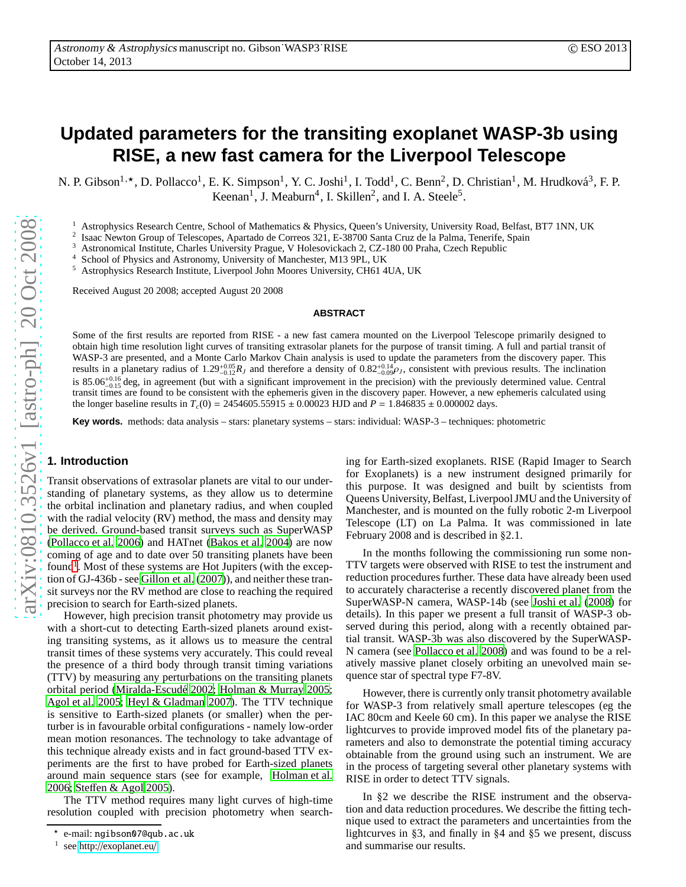# Updated parameters for the transiting exoplanet WASP-3b using RISE, a new fast camera for the Liverpool Telescope

N. P. Gibson[1,⋆], D. Pollacco[1], E. K. Simpson[1], Y. C. Joshi[1], I. Todd[1], C. Benn[2], D. Christian[1], M. Hrudková[3], F. P. Keenan[1], J. Meaburn[4], I. Skillen[2], and I. A. Steele[5].

[1] Astrophysics Research Centre, School of Mathematics & Physics, Queen's University, University Road, Belfast, BT7 1NN, UK
[2] Isaac Newton Group of Telescopes, Apartado de Correos 321, E-38700 Santa Cruz de la Palma, Tenerife, Spain
[3] Astronomical Institute, Charles University Prague, V Holesovickach 2, CZ-180 00 Praha, Czech Republic
[4] School of Physics and Astronomy, University of Manchester, M13 9PL, UK
[5] Astrophysics Research Institute, Liverpool John Moores University, CH61 4UA, UK

Received August 20 2008; accepted August 20 2008

## ABSTRACT

Some of the first results are reported from RISE - a new fast camera mounted on the Liverpool Telescope primarily designed to obtain high time resolution light curves of transiting extrasolar planets for the purpose of transit timing. A full and partial transit of WASP-3 are presented, and a Monte Carlo Markov Chain analysis is used to update the parameters from the discovery paper. This results in a planetary radius of $1.29^{+0.05}_{-0.12}R_J$ and therefore a density of $0.82^{+0.14}_{-0.09}\rho_J$, consistent with previous results. The inclination is $85.06^{+0.16}_{-0.15}$ deg, in agreement (but with a significant improvement in the precision) with the previously determined value. Central transit times are found to be consistent with the ephemeris given in the discovery paper. However, a new ephemeris calculated using the longer baseline results in $T_c(0)$ = 2454605.55915 ± 0.00023 HJD and $P$ = 1.846835 ± 0.000002 days.

**Key words.** methods: data analysis – stars: planetary systems – stars: individual: WASP-3 – techniques: photometric

## 1. Introduction

Transit observations of extrasolar planets are vital to our understanding of planetary systems, as they allow us to determine the orbital inclination and planetary radius, and when coupled with the radial velocity (RV) method, the mass and density may be derived. Ground-based transit surveys such as SuperWASP (Pollacco et al. 2006) and HATnet (Bakos et al. 2004) are now coming of age and to date over 50 transiting planets have been found[1]. Most of these systems are Hot Jupiters (with the exception of GJ-436b - see Gillon et al. (2007)), and neither these transit surveys nor the RV method are close to reaching the required precision to search for Earth-sized planets.

However, high precision transit photometry may provide us with a short-cut to detecting Earth-sized planets around existing transiting systems, as it allows us to measure the central transit times of these systems very accurately. This could reveal the presence of a third body through transit timing variations (TTV) by measuring any perturbations on the transiting planets orbital period (Miralda-Escudé 2002; Holman & Murray 2005; Agol et al. 2005; Heyl & Gladman 2007). The TTV technique is sensitive to Earth-sized planets (or smaller) when the perturber is in favourable orbital configurations - namely low-order mean motion resonances. The technology to take advantage of this technique already exists and in fact ground-based TTV experiments are the first to have probed for Earth-sized planets around main sequence stars (see for example, Holman et al. 2006; Steffen & Agol 2005).

The TTV method requires many light curves of high-time resolution coupled with precision photometry when searching for Earth-sized exoplanets. RISE (Rapid Imager to Search for Exoplanets) is a new instrument designed primarily for this purpose. It was designed and built by scientists from Queens University, Belfast, Liverpool JMU and the University of Manchester, and is mounted on the fully robotic 2-m Liverpool Telescope (LT) on La Palma. It was commissioned in late February 2008 and is described in §2.1.

In the months following the commissioning run some non-TTV targets were observed with RISE to test the instrument and reduction procedures further. These data have already been used to accurately characterise a recently discovered planet from the SuperWASP-N camera, WASP-14b (see Joshi et al. (2008) for details). In this paper we present a full transit of WASP-3 observed during this period, along with a recently obtained partial transit. WASP-3b was also discovered by the SuperWASP-N camera (see Pollacco et al. 2008) and was found to be a relatively massive planet closely orbiting an unevolved main sequence star of spectral type F7-8V.

However, there is currently only transit photometry available for WASP-3 from relatively small aperture telescopes (eg the IAC 80cm and Keele 60 cm). In this paper we analyse the RISE lightcurves to provide improved model fits of the planetary parameters and also to demonstrate the potential timing accuracy obtainable from the ground using such an instrument. We are in the process of targeting several other planetary systems with RISE in order to detect TTV signals.

In §2 we describe the RISE instrument and the observation and data reduction procedures. We describe the fitting technique used to extract the parameters and uncertainties from the lightcurves in §3, and finally in §4 and §5 we present, discuss and summarise our results.

⋆ e-mail: ngibson07@qub.ac.uk

[1] see http://exoplanet.eu/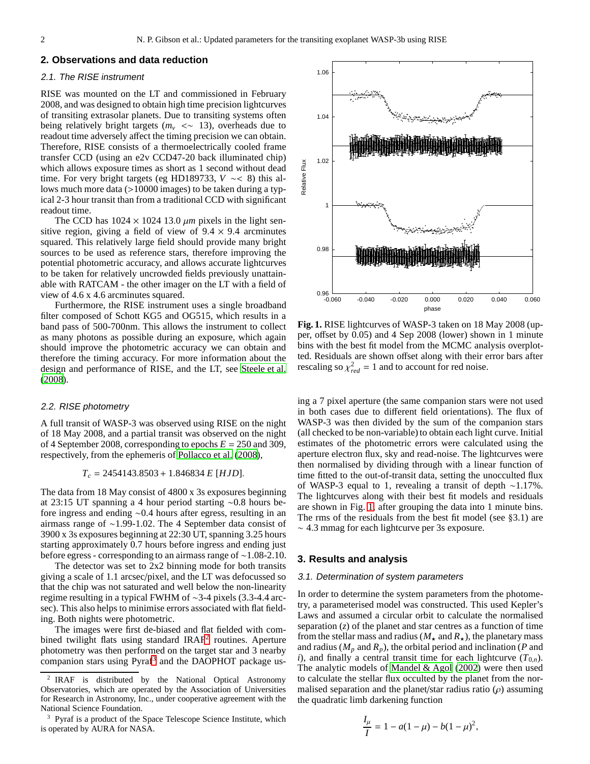## 2. Observations and data reduction

### 2.1. The RISE instrument

RISE was mounted on the LT and commissioned in February 2008, and was designed to obtain high time precision lightcurves of transiting extrasolar planets. Due to transiting systems often being relatively bright targets ($m_v$ <∼ 13), overheads due to readout time adversely affect the timing precision we can obtain. Therefore, RISE consists of a thermoelectrically cooled frame transfer CCD (using an e2v CCD47-20 back illuminated chip) which allows exposure times as short as 1 second without dead time. For very bright targets (eg HD189733, $V$ ∼< 8) this allows much more data (>10000 images) to be taken during a typical 2-3 hour transit than from a traditional CCD with significant readout time.

The CCD has $1024 \times 1024$ 13.0 $\mu m$ pixels in the light sensitive region, giving a field of view of $9.4 \times 9.4$ arcminutes squared. This relatively large field should provide many bright sources to be used as reference stars, therefore improving the potential photometric accuracy, and allows accurate lightcurves to be taken for relatively uncrowded fields previously unattainable with RATCAM - the other imager on the LT with a field of view of 4.6 x 4.6 arcminutes squared.

Furthermore, the RISE instrument uses a single broadband filter composed of Schott KG5 and OG515, which results in a band pass of 500-700nm. This allows the instrument to collect as many photons as possible during an exposure, which again should improve the photometric accuracy we can obtain and therefore the timing accuracy. For more information about the design and performance of RISE, and the LT, see Steele et al. (2008).

### 2.2. RISE photometry

A full transit of WASP-3 was observed using RISE on the night of 18 May 2008, and a partial transit was observed on the night of 4 September 2008, corresponding to epochs $E = 250$ and 309, respectively, from the ephemeris of Pollacco et al. (2008),

$$T_c = 2454143.8503 + 1.846834\,E\;[HJD].$$

The data from 18 May consist of 4800 x 3s exposures beginning at 23:15 UT spanning a 4 hour period starting ∼0.8 hours before ingress and ending ∼0.4 hours after egress, resulting in an airmass range of ∼1.99-1.02. The 4 September data consist of 3900 x 3s exposures beginning at 22:30 UT, spanning 3.25 hours starting approximately 0.7 hours before ingress and ending just before egress - corresponding to an airmass range of ∼1.08-2.10.

The detector was set to 2x2 binning mode for both transits giving a scale of 1.1 arcsec/pixel, and the LT was defocussed so that the chip was not saturated and well below the non-linearity regime resulting in a typical FWHM of ∼3-4 pixels (3.3-4.4 arcsec). This also helps to minimise errors associated with flat fielding. Both nights were photometric.

The images were first de-biased and flat fielded with combined twilight flats using standard IRAF[2] routines. Aperture photometry was then performed on the target star and 3 nearby companion stars using Pyraf[3] and the DAOPHOT package using a 7 pixel aperture (the same companion stars were not used in both cases due to different field orientations). The flux of WASP-3 was then divided by the sum of the companion stars (all checked to be non-variable) to obtain each light curve. Initial estimates of the photometric errors were calculated using the aperture electron flux, sky and read-noise. The lightcurves were then normalised by dividing through with a linear function of time fitted to the out-of-transit data, setting the unocculted flux of WASP-3 equal to 1, revealing a transit of depth ∼1.17%. The lightcurves along with their best fit models and residuals are shown in Fig. 1, after grouping the data into 1 minute bins. The rms of the residuals from the best fit model (see §3.1) are ∼ 4.3 mmag for each lightcurve per 3s exposure.

**Fig. 1.** RISE lightcurves of WASP-3 taken on 18 May 2008 (upper, offset by 0.05) and 4 Sep 2008 (lower) shown in 1 minute bins with the best fit model from the MCMC analysis overplotted. Residuals are shown offset along with their error bars after rescaling so $\chi^2_{red} = 1$ and to account for red noise.

## 3. Results and analysis

### 3.1. Determination of system parameters

In order to determine the system parameters from the photometry, a parameterised model was constructed. This used Kepler's Laws and assumed a circular orbit to calculate the normalised separation ($z$) of the planet and star centres as a function of time from the stellar mass and radius ($M_\star$ and $R_\star$), the planetary mass and radius ($M_p$ and $R_p$), the orbital period and inclination ($P$ and $i$), and finally a central transit time for each lightcurve ($T_{0,n}$). The analytic models of Mandel & Agol (2002) were then used to calculate the stellar flux occulted by the planet from the normalised separation and the planet/star radius ratio ($\rho$) assuming the quadratic limb darkening function

$$\frac{I_\mu}{I} = 1 - a(1-\mu) - b(1-\mu)^2,$$

[2] IRAF is distributed by the National Optical Astronomy Observatories, which are operated by the Association of Universities for Research in Astronomy, Inc., under cooperative agreement with the National Science Foundation.

[3] Pyraf is a product of the Space Telescope Science Institute, which is operated by AURA for NASA.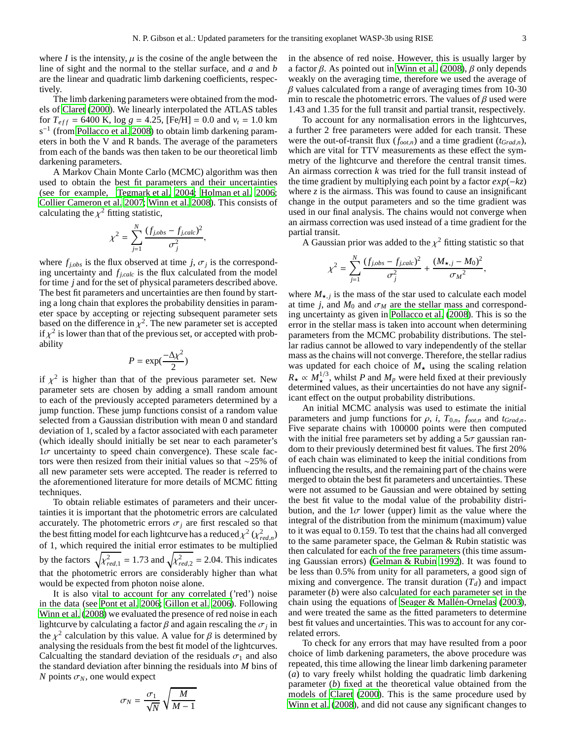where $I$ is the intensity, $\mu$ is the cosine of the angle between the line of sight and the normal to the stellar surface, and $a$ and $b$ are the linear and quadratic limb darkening coefficients, respectively.

The limb darkening parameters were obtained from the models of Claret (2000). We linearly interpolated the ATLAS tables for $T_{eff}$ = 6400 K, log $g$ = 4.25, [Fe/H] = 0.0 and $v_t$ = 1.0 km s$^{-1}$ (from Pollacco et al. 2008) to obtain limb darkening parameters in both the V and R bands. The average of the parameters from each of the bands was then taken to be our theoretical limb darkening parameters.

A Markov Chain Monte Carlo (MCMC) algorithm was then used to obtain the best fit parameters and their uncertainties (see for example, Tegmark et al. 2004; Holman et al. 2006; Collier Cameron et al. 2007; Winn et al. 2008). This consists of calculating the $\chi^2$ fitting statistic,

$$\chi^2 = \sum_{j=1}^{N} \frac{(f_{j,obs} - f_{j,calc})^2}{\sigma_j^2},$$

where $f_{j,obs}$ is the flux observed at time $j$, $\sigma_j$ is the corresponding uncertainty and $f_{j,calc}$ is the flux calculated from the model for time $j$ and for the set of physical parameters described above. The best fit parameters and uncertainties are then found by starting a long chain that explores the probability densities in parameter space by accepting or rejecting subsequent parameter sets based on the difference in $\chi^2$. The new parameter set is accepted if $\chi^2$ is lower than that of the previous set, or accepted with probability

$$P = \exp(\frac{-\Delta\chi^2}{2})$$

if $\chi^2$ is higher than that of the previous parameter set. New parameter sets are chosen by adding a small random amount to each of the previously accepted parameters determined by a jump function. These jump functions consist of a random value selected from a Gaussian distribution with mean 0 and standard deviation of 1, scaled by a factor associated with each parameter (which ideally should initially be set near to each parameter's 1$\sigma$ uncertainty to speed chain convergence). These scale factors were then resized from their initial values so that ~25% of all new parameter sets were accepted. The reader is referred to the aforementioned literature for more details of MCMC fitting techniques.

To obtain reliable estimates of parameters and their uncertainties it is important that the photometric errors are calculated accurately. The photometric errors $\sigma_j$ are first rescaled so that the best fitting model for each lightcurve has a reduced $\chi^2$ ($\chi^2_{red,n}$) of 1, which required the initial error estimates to be multiplied by the factors $\sqrt{\chi^2_{red,1}} = 1.73$ and $\sqrt{\chi^2_{red,2}} = 2.04$. This indicates that the photometric errors are considerably higher than what would be expected from photon noise alone.

It is also vital to account for any correlated ('red') noise in the data (see Pont et al. 2006; Gillon et al. 2006). Following Winn et al. (2008) we evaluated the presence of red noise in each lightcurve by calculating a factor $\beta$ and again rescaling the $\sigma_j$ in the $\chi^2$ calculation by this value. A value for $\beta$ is determined by analysing the residuals from the best fit model of the lightcurves. Calcualting the standard deviation of the residuals $\sigma_1$ and also the standard deviation after binning the residuals into $M$ bins of $N$ points $\sigma_N$, one would expect

$$\sigma_N = \frac{\sigma_1}{\sqrt{N}} \sqrt{\frac{M}{M-1}}$$

in the absence of red noise. However, this is usually larger by a factor $\beta$. As pointed out in Winn et al. (2008), $\beta$ only depends weakly on the averaging time, therefore we used the average of $\beta$ values calculated from a range of averaging times from 10-30 min to rescale the photometric errors. The values of $\beta$ used were 1.43 and 1.35 for the full transit and partial transit, respectively.

To account for any normalisation errors in the lightcurves, a further 2 free parameters were added for each transit. These were the out-of-transit flux ($f_{oot,n}$) and a time gradient ($t_{Grad,n}$), which are vital for TTV measurements as these effect the symmetry of the lightcurve and therefore the central transit times. An airmass correction $k$ was tried for the full transit instead of the time gradient by multiplying each point by a factor $exp(-kz)$ where $z$ is the airmass. This was found to cause an insignificant change in the output parameters and so the time gradient was used in our final analysis. The chains would not converge when an airmass correction was used instead of a time gradient for the partial transit.

A Gaussian prior was added to the $\chi^2$ fitting statistic so that

$$\chi^2 = \sum_{j=1}^{N} \frac{(f_{j,obs} - f_{j,calc})^2}{\sigma_j^2} + \frac{(M_{\star,j} - M_0)^2}{{\sigma_M}^2},$$

where $M_{\star,j}$ is the mass of the star used to calculate each model at time $j$, and $M_0$ and $\sigma_M$ are the stellar mass and corresponding uncertainty as given in Pollacco et al. (2008). This is so the error in the stellar mass is taken into account when determining parameters from the MCMC probability distributions. The stellar radius cannot be allowed to vary independently of the stellar mass as the chains will not converge. Therefore, the stellar radius was updated for each choice of $M_\star$ using the scaling relation $R_\star \propto M_\star^{1/3}$, whilst $P$ and $M_p$ were held fixed at their previously determined values, as their uncertainties do not have any significant effect on the output probability distributions.

An initial MCMC analysis was used to estimate the initial parameters and jump functions for $\rho$, $i$, $T_{0,n}$, $f_{oot,n}$ and $t_{Grad,n}$. Five separate chains with 100000 points were then computed with the initial free parameters set by adding a 5$\sigma$ gaussian random to their previously determined best fit values. The first 20% of each chain was eliminated to keep the initial conditions from influencing the results, and the remaining part of the chains were merged to obtain the best fit parameters and uncertainties. These were not assumed to be Gaussian and were obtained by setting the best fit value to the modal value of the probability distribution, and the 1$\sigma$ lower (upper) limit as the value where the integral of the distribution from the minimum (maximum) value to it was equal to 0.159. To test that the chains had all converged to the same parameter space, the Gelman & Rubin statistic was then calculated for each of the free parameters (this time assuming Gaussian errors) (Gelman & Rubin 1992). It was found to be less than 0.5% from unity for all parameters, a good sign of mixing and convergence. The transit duration ($T_d$) and impact parameter ($b$) were also calculated for each parameter set in the chain using the equations of Seager & Mallén-Ornelas (2003), and were treated the same as the fitted parameters to determine best fit values and uncertainties. This was to account for any correlated errors.

To check for any errors that may have resulted from a poor choice of limb darkening parameters, the above procedure was repeated, this time allowing the linear limb darkening parameter ($a$) to vary freely whilst holding the quadratic limb darkening parameter ($b$) fixed at the theoretical value obtained from the models of Claret (2000). This is the same procedure used by Winn et al. (2008), and did not cause any significant changes to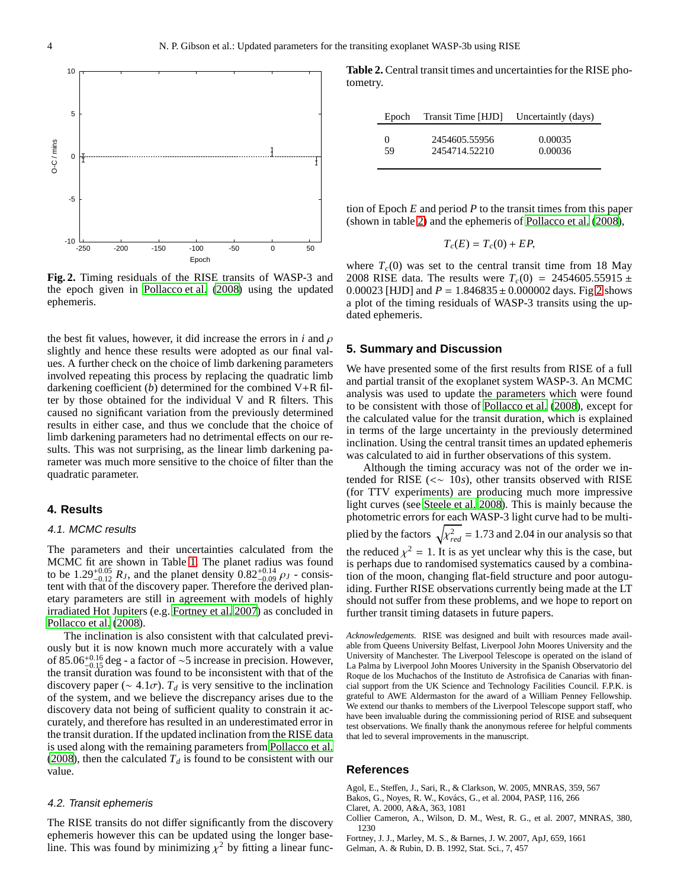Fig. 2. Timing residuals of the RISE transits of WASP-3 and the epoch given in Pollacco et al. (2008) using the updated ephemeris.

the best fit values, however, it did increase the errors in $i$ and $\rho$ slightly and hence these results were adopted as our final values. A further check on the choice of limb darkening parameters involved repeating this process by replacing the quadratic limb darkening coefficient ($b$) determined for the combined V+R filter by those obtained for the individual V and R filters. This caused no significant variation from the previously determined results in either case, and thus we conclude that the choice of limb darkening parameters had no detrimental effects on our results. This was not surprising, as the linear limb darkening parameter was much more sensitive to the choice of filter than the quadratic parameter.

## 4. Results

### 4.1. MCMC results

The parameters and their uncertainties calculated from the MCMC fit are shown in Table 1. The planet radius was found to be $1.29^{+0.05}_{-0.12}$ $R_J$, and the planet density $0.82^{+0.14}_{-0.09}$ $\rho_J$ - consistent with that of the discovery paper. Therefore the derived planetary parameters are still in agreement with models of highly irradiated Hot Jupiters (e.g. Fortney et al. 2007) as concluded in Pollacco et al. (2008).

The inclination is also consistent with that calculated previously but it is now known much more accurately with a value of $85.06^{+0.16}_{-0.15}$ deg - a factor of ~5 increase in precision. However, the transit duration was found to be inconsistent with that of the discovery paper ($\sim 4.1\sigma$). $T_d$ is very sensitive to the inclination of the system, and we believe the discrepancy arises due to the discovery data not being of sufficient quality to constrain it accurately, and therefore has resulted in an underestimated error in the transit duration. If the updated inclination from the RISE data is used along with the remaining parameters from Pollacco et al. (2008), then the calculated $T_d$ is found to be consistent with our value.

### 4.2. Transit ephemeris

The RISE transits do not differ significantly from the discovery ephemeris however this can be updated using the longer baseline. This was found by minimizing $\chi^2$ by fitting a linear function of Epoch $E$ and period $P$ to the transit times from this paper (shown in table 2) and the ephemeris of Pollacco et al. (2008),

$$T_c(E) = T_c(0) + EP,$$

where $T_c(0)$ was set to the central transit time from 18 May 2008 RISE data. The results were $T_c(0) = 2454605.55915 \pm 0.00023$ [HJD] and $P = 1.846835 \pm 0.000002$ days. Fig 2 shows a plot of the timing residuals of WASP-3 transits using the updated ephemeris.

Table 2. Central transit times and uncertainties for the RISE photometry.

| Epoch | Transit Time [HJD] | Uncertaintly (days) |
|---|---|---|
| 0 | 2454605.55956 | 0.00035 |
| 59 | 2454714.52210 | 0.00036 |

## 5. Summary and Discussion

We have presented some of the first results from RISE of a full and partial transit of the exoplanet system WASP-3. An MCMC analysis was used to update the parameters which were found to be consistent with those of Pollacco et al. (2008), except for the calculated value for the transit duration, which is explained in terms of the large uncertainty in the previously determined inclination. Using the central transit times an updated ephemeris was calculated to aid in further observations of this system.

Although the timing accuracy was not of the order we intended for RISE ($<\sim$ 10$s$), other transits observed with RISE (for TTV experiments) are producing much more impressive light curves (see Steele et al. 2008). This is mainly because the photometric errors for each WASP-3 light curve had to be multiplied by the factors $\sqrt{\chi^2_{red}} = 1.73$ and 2.04 in our analysis so that the reduced $\chi^2 = 1$. It is as yet unclear why this is the case, but is perhaps due to randomised systematics caused by a combination of the moon, changing flat-field structure and poor autoguiding. Further RISE observations currently being made at the LT should not suffer from these problems, and we hope to report on further transit timing datasets in future papers.

*Acknowledgements.* RISE was designed and built with resources made available from Queens University Belfast, Liverpool John Moores University and the University of Manchester. The Liverpool Telescope is operated on the island of La Palma by Liverpool John Moores University in the Spanish Observatorio del Roque de los Muchachos of the Instituto de Astrofisica de Canarias with financial support from the UK Science and Technology Facilities Council. F.P.K. is grateful to AWE Aldermaston for the award of a William Penney Fellowship. We extend our thanks to members of the Liverpool Telescope support staff, who have been invaluable during the commissioning period of RISE and subsequent test observations. We finally thank the anonymous referee for helpful comments that led to several improvements in the manuscript.

## References

Agol, E., Steffen, J., Sari, R., & Clarkson, W. 2005, MNRAS, 359, 567
Bakos, G., Noyes, R. W., Kovács, G., et al. 2004, PASP, 116, 266
Claret, A. 2000, A&A, 363, 1081
Collier Cameron, A., Wilson, D. M., West, R. G., et al. 2007, MNRAS, 380, 1230
Fortney, J. J., Marley, M. S., & Barnes, J. W. 2007, ApJ, 659, 1661
Gelman, A. & Rubin, D. B. 1992, Stat. Sci., 7, 457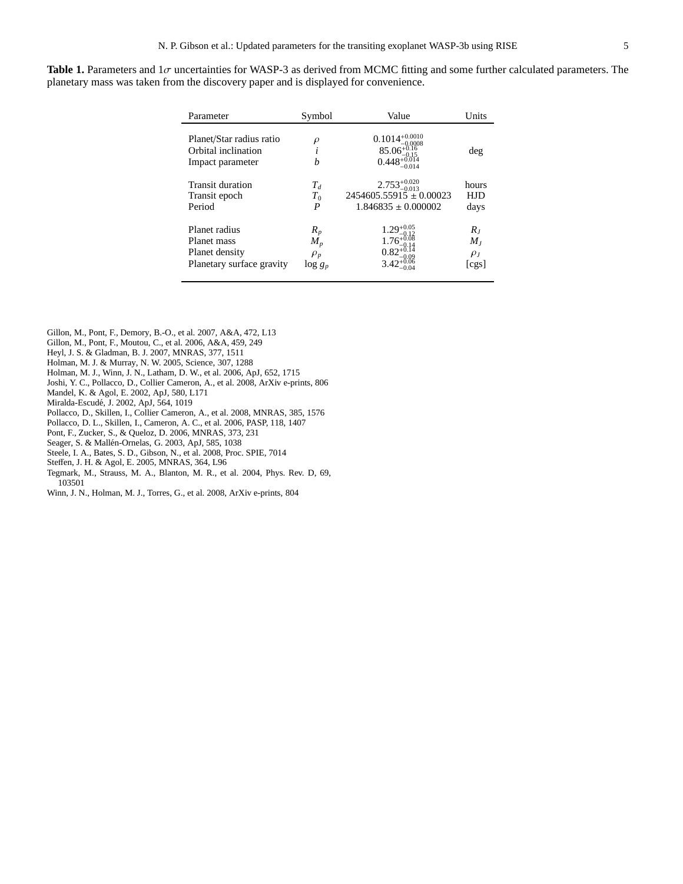**Table 1.** Parameters and $1\sigma$ uncertainties for WASP-3 as derived from MCMC fitting and some further calculated parameters. The planetary mass was taken from the discovery paper and is displayed for convenience.

| Parameter | Symbol | Value | Units |
|---|---|---|---|
| Planet/Star radius ratio | $\rho$ | $0.1014^{+0.0010}_{-0.0008}$ | |
| Orbital inclination | $i$ | $85.06^{+0.16}_{-0.15}$ | deg |
| Impact parameter | $b$ | $0.448^{+0.014}_{-0.014}$ | |
| Transit duration | $T_d$ | $2.753^{+0.020}_{-0.013}$ | hours |
| Transit epoch | $T_0$ | $2454605.55915 \pm 0.00023$ | HJD |
| Period | $P$ | $1.846835 \pm 0.000002$ | days |
| Planet radius | $R_p$ | $1.29^{+0.05}_{-0.12}$ | $R_J$ |
| Planet mass | $M_p$ | $1.76^{+0.08}_{-0.14}$ | $M_J$ |
| Planet density | $\rho_p$ | $0.82^{+0.14}_{-0.09}$ | $\rho_J$ |
| Planetary surface gravity | $\log g_p$ | $3.42^{+0.06}_{-0.04}$ | [cgs] |

Gillon, M., Pont, F., Demory, B.-O., et al. 2007, A&A, 472, L13
Gillon, M., Pont, F., Moutou, C., et al. 2006, A&A, 459, 249
Heyl, J. S. & Gladman, B. J. 2007, MNRAS, 377, 1511
Holman, M. J. & Murray, N. W. 2005, Science, 307, 1288
Holman, M. J., Winn, J. N., Latham, D. W., et al. 2006, ApJ, 652, 1715
Joshi, Y. C., Pollacco, D., Collier Cameron, A., et al. 2008, ArXiv e-prints, 806
Mandel, K. & Agol, E. 2002, ApJ, 580, L171
Miralda-Escudé, J. 2002, ApJ, 564, 1019
Pollacco, D., Skillen, I., Collier Cameron, A., et al. 2008, MNRAS, 385, 1576
Pollacco, D. L., Skillen, I., Cameron, A. C., et al. 2006, PASP, 118, 1407
Pont, F., Zucker, S., & Queloz, D. 2006, MNRAS, 373, 231
Seager, S. & Mallén-Ornelas, G. 2003, ApJ, 585, 1038
Steele, I. A., Bates, S. D., Gibson, N., et al. 2008, Proc. SPIE, 7014
Steffen, J. H. & Agol, E. 2005, MNRAS, 364, L96
Tegmark, M., Strauss, M. A., Blanton, M. R., et al. 2004, Phys. Rev. D, 69, 103501
Winn, J. N., Holman, M. J., Torres, G., et al. 2008, ArXiv e-prints, 804